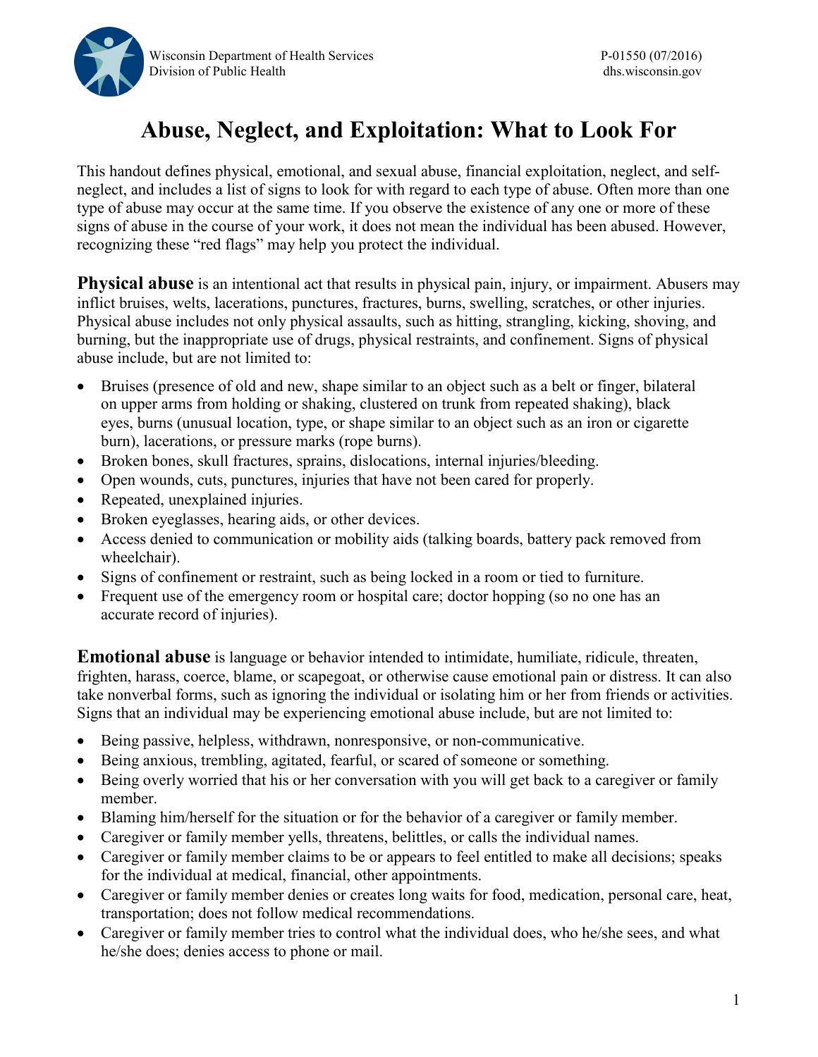Wisconsin Department of Health Services
Division of Public Health

P-01550 (07/2016)
dhs.wisconsin.gov

# Abuse, Neglect, and Exploitation: What to Look For

This handout defines physical, emotional, and sexual abuse, financial exploitation, neglect, and self-neglect, and includes a list of signs to look for with regard to each type of abuse. Often more than one type of abuse may occur at the same time. If you observe the existence of any one or more of these signs of abuse in the course of your work, it does not mean the individual has been abused. However, recognizing these "red flags" may help you protect the individual.

**Physical abuse** is an intentional act that results in physical pain, injury, or impairment. Abusers may inflict bruises, welts, lacerations, punctures, fractures, burns, swelling, scratches, or other injuries. Physical abuse includes not only physical assaults, such as hitting, strangling, kicking, shoving, and burning, but the inappropriate use of drugs, physical restraints, and confinement. Signs of physical abuse include, but are not limited to:

- Bruises (presence of old and new, shape similar to an object such as a belt or finger, bilateral on upper arms from holding or shaking, clustered on trunk from repeated shaking), black eyes, burns (unusual location, type, or shape similar to an object such as an iron or cigarette burn), lacerations, or pressure marks (rope burns).
- Broken bones, skull fractures, sprains, dislocations, internal injuries/bleeding.
- Open wounds, cuts, punctures, injuries that have not been cared for properly.
- Repeated, unexplained injuries.
- Broken eyeglasses, hearing aids, or other devices.
- Access denied to communication or mobility aids (talking boards, battery pack removed from wheelchair).
- Signs of confinement or restraint, such as being locked in a room or tied to furniture.
- Frequent use of the emergency room or hospital care; doctor hopping (so no one has an accurate record of injuries).

**Emotional abuse** is language or behavior intended to intimidate, humiliate, ridicule, threaten, frighten, harass, coerce, blame, or scapegoat, or otherwise cause emotional pain or distress. It can also take nonverbal forms, such as ignoring the individual or isolating him or her from friends or activities. Signs that an individual may be experiencing emotional abuse include, but are not limited to:

- Being passive, helpless, withdrawn, nonresponsive, or non-communicative.
- Being anxious, trembling, agitated, fearful, or scared of someone or something.
- Being overly worried that his or her conversation with you will get back to a caregiver or family member.
- Blaming him/herself for the situation or for the behavior of a caregiver or family member.
- Caregiver or family member yells, threatens, belittles, or calls the individual names.
- Caregiver or family member claims to be or appears to feel entitled to make all decisions; speaks for the individual at medical, financial, other appointments.
- Caregiver or family member denies or creates long waits for food, medication, personal care, heat, transportation; does not follow medical recommendations.
- Caregiver or family member tries to control what the individual does, who he/she sees, and what he/she does; denies access to phone or mail.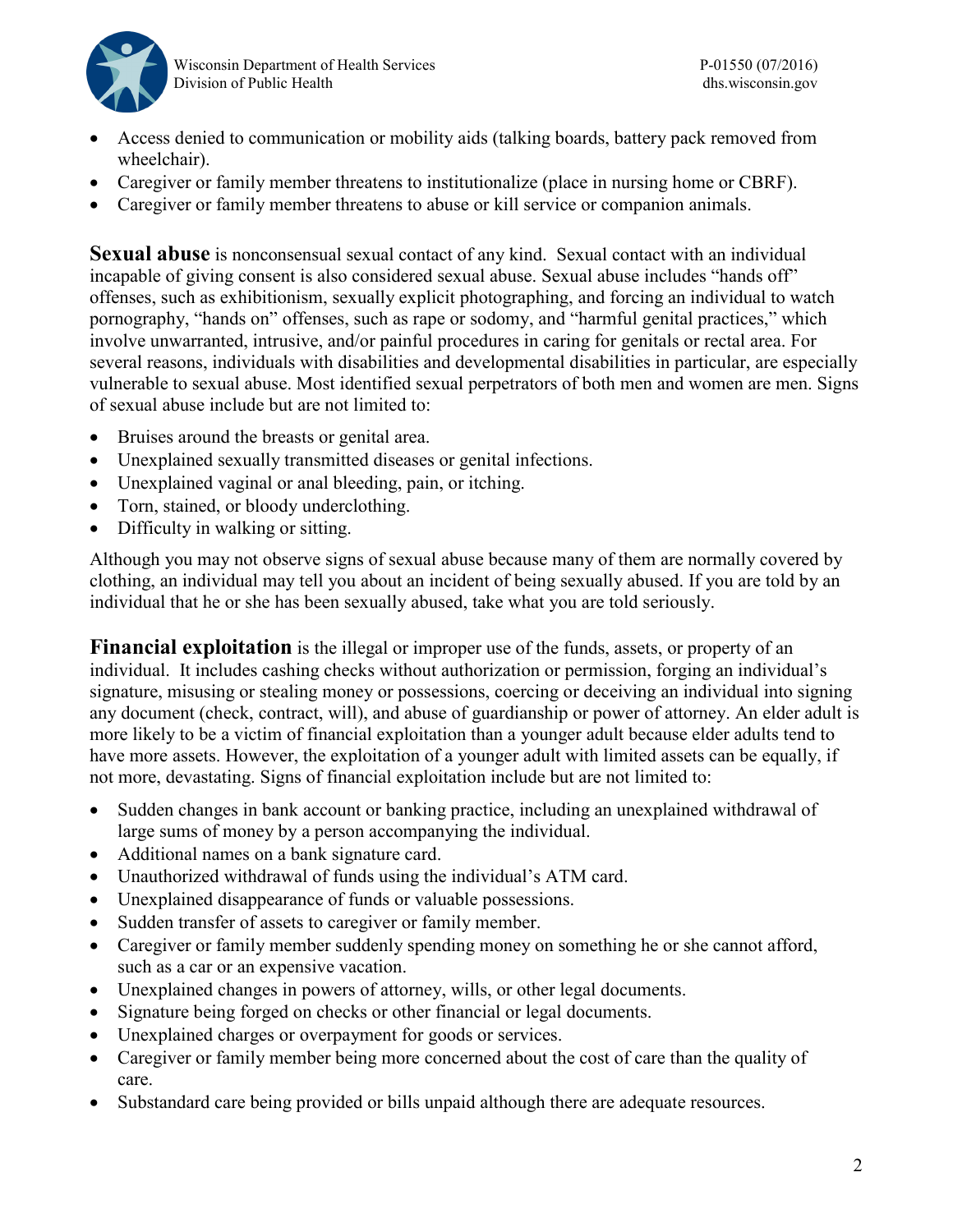- Access denied to communication or mobility aids (talking boards, battery pack removed from wheelchair).
- Caregiver or family member threatens to institutionalize (place in nursing home or CBRF).
- Caregiver or family member threatens to abuse or kill service or companion animals.

**Sexual abuse** is nonconsensual sexual contact of any kind. Sexual contact with an individual incapable of giving consent is also considered sexual abuse. Sexual abuse includes "hands off" offenses, such as exhibitionism, sexually explicit photographing, and forcing an individual to watch pornography, "hands on" offenses, such as rape or sodomy, and "harmful genital practices," which involve unwarranted, intrusive, and/or painful procedures in caring for genitals or rectal area. For several reasons, individuals with disabilities and developmental disabilities in particular, are especially vulnerable to sexual abuse. Most identified sexual perpetrators of both men and women are men. Signs of sexual abuse include but are not limited to:

- Bruises around the breasts or genital area.
- Unexplained sexually transmitted diseases or genital infections.
- Unexplained vaginal or anal bleeding, pain, or itching.
- Torn, stained, or bloody underclothing.
- Difficulty in walking or sitting.

Although you may not observe signs of sexual abuse because many of them are normally covered by clothing, an individual may tell you about an incident of being sexually abused. If you are told by an individual that he or she has been sexually abused, take what you are told seriously.

**Financial exploitation** is the illegal or improper use of the funds, assets, or property of an individual. It includes cashing checks without authorization or permission, forging an individual's signature, misusing or stealing money or possessions, coercing or deceiving an individual into signing any document (check, contract, will), and abuse of guardianship or power of attorney. An elder adult is more likely to be a victim of financial exploitation than a younger adult because elder adults tend to have more assets. However, the exploitation of a younger adult with limited assets can be equally, if not more, devastating. Signs of financial exploitation include but are not limited to:

- Sudden changes in bank account or banking practice, including an unexplained withdrawal of large sums of money by a person accompanying the individual.
- Additional names on a bank signature card.
- Unauthorized withdrawal of funds using the individual's ATM card.
- Unexplained disappearance of funds or valuable possessions.
- Sudden transfer of assets to caregiver or family member.
- Caregiver or family member suddenly spending money on something he or she cannot afford, such as a car or an expensive vacation.
- Unexplained changes in powers of attorney, wills, or other legal documents.
- Signature being forged on checks or other financial or legal documents.
- Unexplained charges or overpayment for goods or services.
- Caregiver or family member being more concerned about the cost of care than the quality of care.
- Substandard care being provided or bills unpaid although there are adequate resources.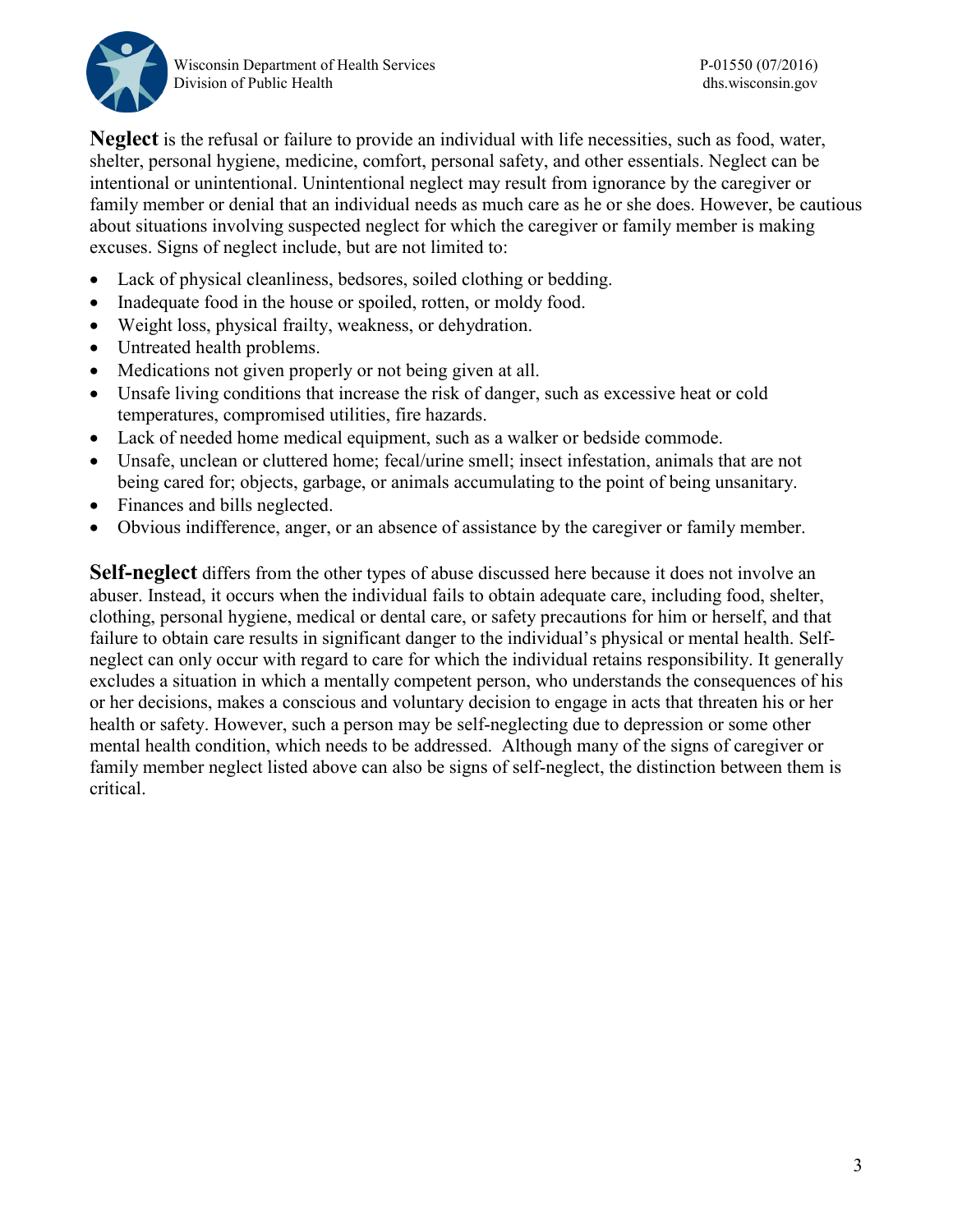**Neglect** is the refusal or failure to provide an individual with life necessities, such as food, water, shelter, personal hygiene, medicine, comfort, personal safety, and other essentials. Neglect can be intentional or unintentional. Unintentional neglect may result from ignorance by the caregiver or family member or denial that an individual needs as much care as he or she does. However, be cautious about situations involving suspected neglect for which the caregiver or family member is making excuses. Signs of neglect include, but are not limited to:

- Lack of physical cleanliness, bedsores, soiled clothing or bedding.
- Inadequate food in the house or spoiled, rotten, or moldy food.
- Weight loss, physical frailty, weakness, or dehydration.
- Untreated health problems.
- Medications not given properly or not being given at all.
- Unsafe living conditions that increase the risk of danger, such as excessive heat or cold temperatures, compromised utilities, fire hazards.
- Lack of needed home medical equipment, such as a walker or bedside commode.
- Unsafe, unclean or cluttered home; fecal/urine smell; insect infestation, animals that are not being cared for; objects, garbage, or animals accumulating to the point of being unsanitary.
- Finances and bills neglected.
- Obvious indifference, anger, or an absence of assistance by the caregiver or family member.

**Self-neglect** differs from the other types of abuse discussed here because it does not involve an abuser. Instead, it occurs when the individual fails to obtain adequate care, including food, shelter, clothing, personal hygiene, medical or dental care, or safety precautions for him or herself, and that failure to obtain care results in significant danger to the individual's physical or mental health. Self-neglect can only occur with regard to care for which the individual retains responsibility. It generally excludes a situation in which a mentally competent person, who understands the consequences of his or her decisions, makes a conscious and voluntary decision to engage in acts that threaten his or her health or safety. However, such a person may be self-neglecting due to depression or some other mental health condition, which needs to be addressed. Although many of the signs of caregiver or family member neglect listed above can also be signs of self-neglect, the distinction between them is critical.